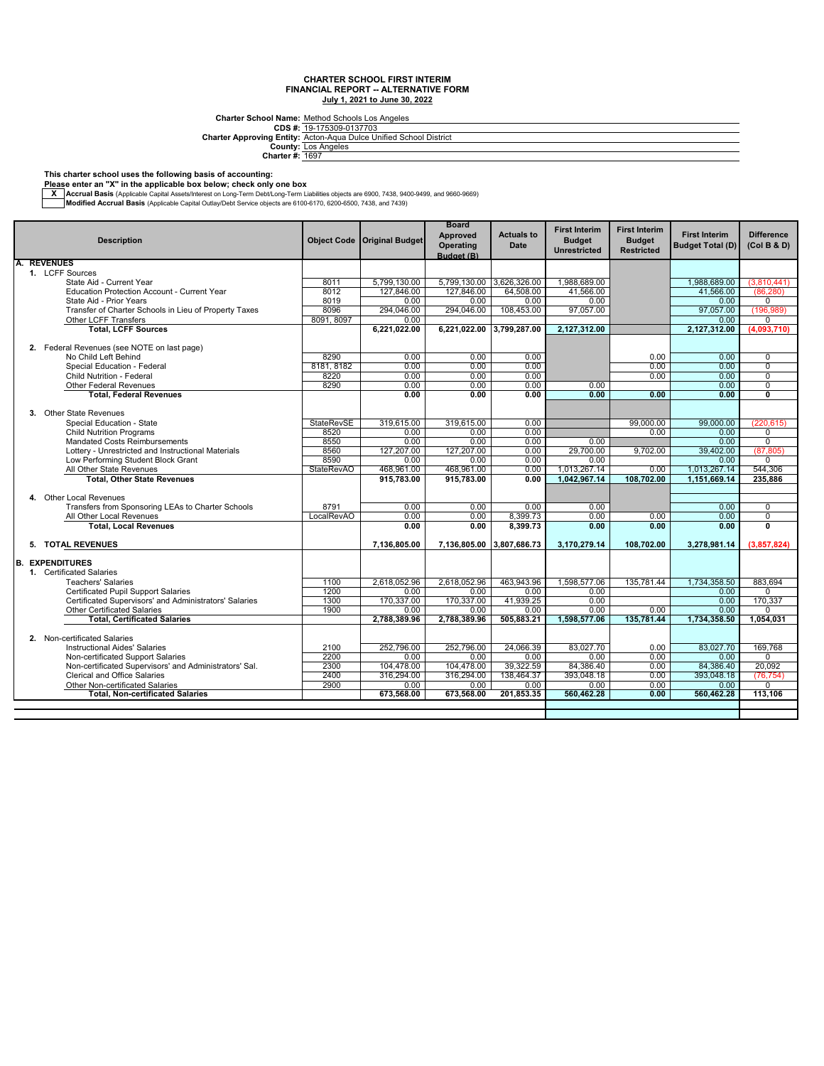# CHARTER SCHOOL FIRST INTERIM
# FINANCIAL REPORT -- ALTERNATIVE FORM
**July 1, 2021 to June 30, 2022**

**Charter School Name:** Method Schools Los Angeles
**CDS #:** 19-175309-0137703
**Charter Approving Entity:** Acton-Aqua Dulce Unified School District
**County:** Los Angeles
**Charter #:** 1697

**This charter school uses the following basis of accounting:**
**Please enter an "X" in the applicable box below; check only one box**

| | |
|---|---|
| X | **Accrual Basis** (Applicable Capital Assets/Interest on Long-Term Debt/Long-Term Liabilities objects are 6900, 7438, 9400-9499, and 9660-9669) |
| | **Modified Accrual Basis** (Applicable Capital Outlay/Debt Service objects are 6100-6170, 6200-6500, 7438, and 7439) |

| Description | Object Code | Original Budget | Board Approved Operating Budget (B) | Actuals to Date | First Interim Budget Unrestricted | First Interim Budget Restricted | First Interim Budget Total (D) | Difference (Col B & D) |
|---|---|---|---|---|---|---|---|---|
| **A. REVENUES** | | | | | | | | |
| 1. LCFF Sources | | | | | | | | |
| State Aid - Current Year | 8011 | 5,799,130.00 | 5,799,130.00 | 3,626,326.00 | 1,988,689.00 | | 1,988,689.00 | (3,810,441) |
| Education Protection Account - Current Year | 8012 | 127,846.00 | 127,846.00 | 64,508.00 | 41,566.00 | | 41,566.00 | (86,280) |
| State Aid - Prior Years | 8019 | 0.00 | 0.00 | 0.00 | 0.00 | | 0.00 | 0 |
| Transfer of Charter Schools in Lieu of Property Taxes | 8096 | 294,046.00 | 294,046.00 | 108,453.00 | 97,057.00 | | 97,057.00 | (196,989) |
| Other LCFF Transfers | 8091, 8097 | 0.00 | | | | | 0.00 | 0 |
| **Total, LCFF Sources** | | **6,221,022.00** | **6,221,022.00** | **3,799,287.00** | **2,127,312.00** | | **2,127,312.00** | **(4,093,710)** |
| 2. Federal Revenues (see NOTE on last page) | | | | | | | | |
| No Child Left Behind | 8290 | 0.00 | 0.00 | 0.00 | | 0.00 | 0.00 | 0 |
| Special Education - Federal | 8181, 8182 | 0.00 | 0.00 | 0.00 | | 0.00 | 0.00 | 0 |
| Child Nutrition - Federal | 8220 | 0.00 | 0.00 | 0.00 | | 0.00 | 0.00 | 0 |
| Other Federal Revenues | 8290 | 0.00 | 0.00 | 0.00 | 0.00 | | 0.00 | 0 |
| **Total, Federal Revenues** | | **0.00** | **0.00** | **0.00** | **0.00** | **0.00** | **0.00** | **0** |
| 3. Other State Revenues | | | | | | | | |
| Special Education - State | StateRevSE | 319,615.00 | 319,615.00 | 0.00 | | 99,000.00 | 99,000.00 | (220,615) |
| Child Nutrition Programs | 8520 | 0.00 | 0.00 | 0.00 | | 0.00 | 0.00 | 0 |
| Mandated Costs Reimbursements | 8550 | 0.00 | 0.00 | 0.00 | 0.00 | | 0.00 | 0 |
| Lottery - Unrestricted and Instructional Materials | 8560 | 127,207.00 | 127,207.00 | 0.00 | 29,700.00 | 9,702.00 | 39,402.00 | (87,805) |
| Low Performing Student Block Grant | 8590 | 0.00 | 0.00 | 0.00 | 0.00 | | 0.00 | 0 |
| All Other State Revenues | StateRevAO | 468,961.00 | 468,961.00 | 0.00 | 1,013,267.14 | 0.00 | 1,013,267.14 | 544,306 |
| **Total, Other State Revenues** | | **915,783.00** | **915,783.00** | **0.00** | **1,042,967.14** | **108,702.00** | **1,151,669.14** | **235,886** |
| 4. Other Local Revenues | | | | | | | | |
| Transfers from Sponsoring LEAs to Charter Schools | 8791 | 0.00 | 0.00 | 0.00 | 0.00 | | 0.00 | 0 |
| All Other Local Revenues | LocalRevAO | 0.00 | 0.00 | 8,399.73 | 0.00 | 0.00 | 0.00 | 0 |
| **Total, Local Revenues** | | **0.00** | **0.00** | **8,399.73** | **0.00** | **0.00** | **0.00** | **0** |
| **5. TOTAL REVENUES** | | **7,136,805.00** | **7,136,805.00** | **3,807,686.73** | **3,170,279.14** | **108,702.00** | **3,278,981.14** | **(3,857,824)** |
| **B. EXPENDITURES** | | | | | | | | |
| 1. Certificated Salaries | | | | | | | | |
| Teachers' Salaries | 1100 | 2,618,052.96 | 2,618,052.96 | 463,943.96 | 1,598,577.06 | 135,781.44 | 1,734,358.50 | 883,694 |
| Certificated Pupil Support Salaries | 1200 | 0.00 | 0.00 | 0.00 | 0.00 | | 0.00 | 0 |
| Certificated Supervisors' and Administrators' Salaries | 1300 | 170,337.00 | 170,337.00 | 41,939.25 | 0.00 | | 0.00 | 170,337 |
| Other Certificated Salaries | 1900 | 0.00 | 0.00 | 0.00 | 0.00 | 0.00 | 0.00 | 0 |
| **Total, Certificated Salaries** | | **2,788,389.96** | **2,788,389.96** | **505,883.21** | **1,598,577.06** | **135,781.44** | **1,734,358.50** | **1,054,031** |
| 2. Non-certificated Salaries | | | | | | | | |
| Instructional Aides' Salaries | 2100 | 252,796.00 | 252,796.00 | 24,066.39 | 83,027.70 | 0.00 | 83,027.70 | 169,768 |
| Non-certificated Support Salaries | 2200 | 0.00 | 0.00 | 0.00 | 0.00 | 0.00 | 0.00 | 0 |
| Non-certificated Supervisors' and Administrators' Sal. | 2300 | 104,478.00 | 104,478.00 | 39,322.59 | 84,386.40 | 0.00 | 84,386.40 | 20,092 |
| Clerical and Office Salaries | 2400 | 316,294.00 | 316,294.00 | 138,464.37 | 393,048.18 | 0.00 | 393,048.18 | (76,754) |
| Other Non-certificated Salaries | 2900 | 0.00 | 0.00 | 0.00 | 0.00 | 0.00 | 0.00 | 0 |
| **Total, Non-certificated Salaries** | | **673,568.00** | **673,568.00** | **201,853.35** | **560,462.28** | **0.00** | **560,462.28** | **113,106** |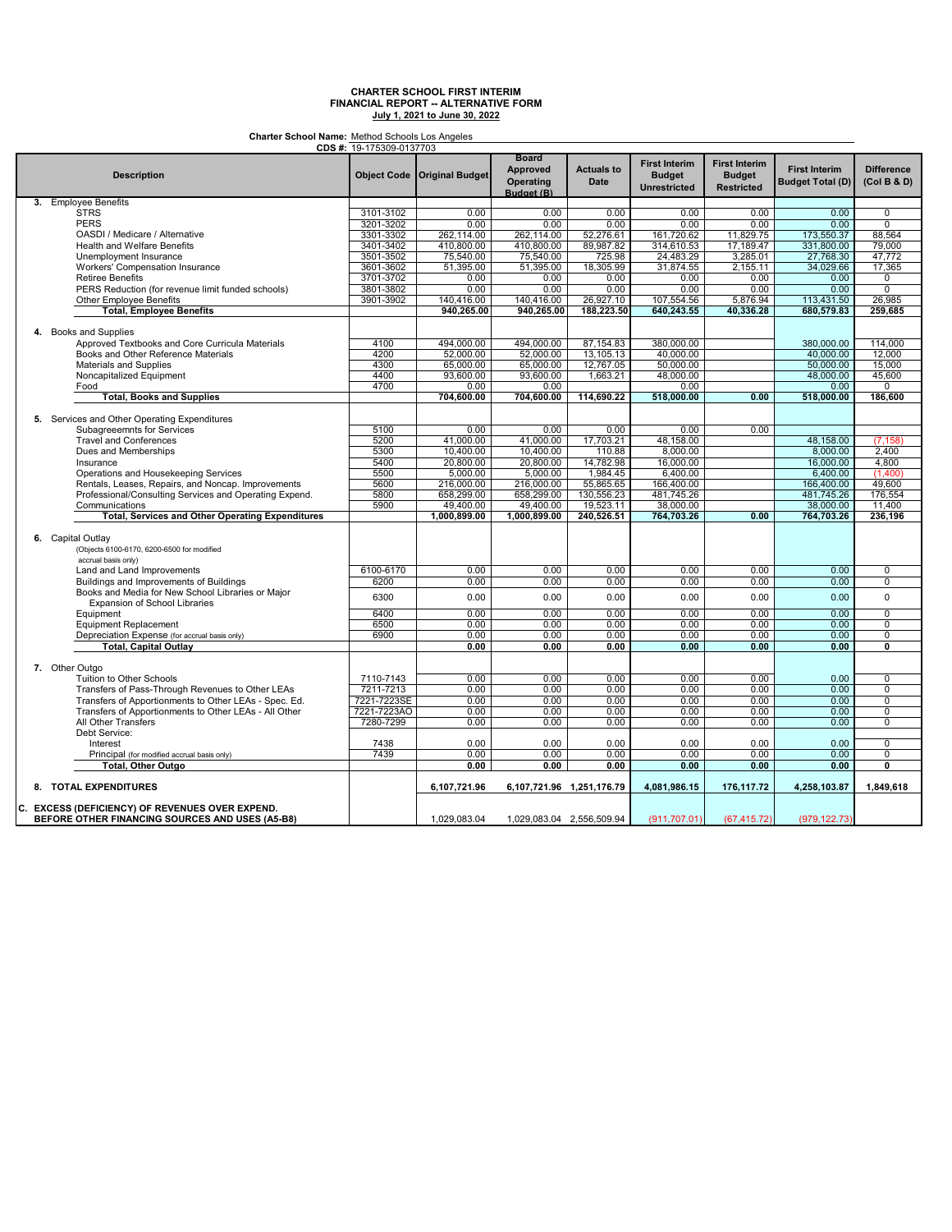# CHARTER SCHOOL FIRST INTERIM
## FINANCIAL REPORT -- ALTERNATIVE FORM
### July 1, 2021 to June 30, 2022

**Charter School Name:** Method Schools Los Angeles
**CDS #:** 19-175309-0137703

| Description | Object Code | Original Budget | Board Approved Operating Budget (B) | Actuals to Date | First Interim Budget Unrestricted | First Interim Budget Restricted | First Interim Budget Total (D) | Difference (Col B & D) |
|---|---|---|---|---|---|---|---|---|
| **3. Employee Benefits** | | | | | | | | |
| STRS | 3101-3102 | 0.00 | 0.00 | 0.00 | 0.00 | 0.00 | 0.00 | 0 |
| PERS | 3201-3202 | 0.00 | 0.00 | 0.00 | 0.00 | 0.00 | 0.00 | 0 |
| OASDI / Medicare / Alternative | 3301-3302 | 262,114.00 | 262,114.00 | 52,276.61 | 161,720.62 | 11,829.75 | 173,550.37 | 88,564 |
| Health and Welfare Benefits | 3401-3402 | 410,800.00 | 410,800.00 | 89,987.82 | 314,610.53 | 17,189.47 | 331,800.00 | 79,000 |
| Unemployment Insurance | 3501-3502 | 75,540.00 | 75,540.00 | 725.98 | 24,483.29 | 3,285.01 | 27,768.30 | 47,772 |
| Workers' Compensation Insurance | 3601-3602 | 51,395.00 | 51,395.00 | 18,305.99 | 31,874.55 | 2,155.11 | 34,029.66 | 17,365 |
| Retiree Benefits | 3701-3702 | 0.00 | 0.00 | 0.00 | 0.00 | 0.00 | 0.00 | 0 |
| PERS Reduction (for revenue limit funded schools) | 3801-3802 | 0.00 | 0.00 | 0.00 | 0.00 | 0.00 | 0.00 | 0 |
| Other Employee Benefits | 3901-3902 | 140,416.00 | 140,416.00 | 26,927.10 | 107,554.56 | 5,876.94 | 113,431.50 | 26,985 |
| **Total, Employee Benefits** | | **940,265.00** | **940,265.00** | **188,223.50** | **640,243.55** | **40,336.28** | **680,579.83** | **259,685** |
| **4. Books and Supplies** | | | | | | | | |
| Approved Textbooks and Core Curricula Materials | 4100 | 494,000.00 | 494,000.00 | 87,154.83 | 380,000.00 | | 380,000.00 | 114,000 |
| Books and Other Reference Materials | 4200 | 52,000.00 | 52,000.00 | 13,105.13 | 40,000.00 | | 40,000.00 | 12,000 |
| Materials and Supplies | 4300 | 65,000.00 | 65,000.00 | 12,767.05 | 50,000.00 | | 50,000.00 | 15,000 |
| Noncapitalized Equipment | 4400 | 93,600.00 | 93,600.00 | 1,663.21 | 48,000.00 | | 48,000.00 | 45,600 |
| Food | 4700 | 0.00 | 0.00 | | 0.00 | | 0.00 | 0 |
| **Total, Books and Supplies** | | **704,600.00** | **704,600.00** | **114,690.22** | **518,000.00** | **0.00** | **518,000.00** | **186,600** |
| **5. Services and Other Operating Expenditures** | | | | | | | | |
| Subagreeemnts for Services | 5100 | 0.00 | 0.00 | 0.00 | 0.00 | 0.00 | | |
| Travel and Conferences | 5200 | 41,000.00 | 41,000.00 | 17,703.21 | 48,158.00 | | 48,158.00 | (7,158) |
| Dues and Memberships | 5300 | 10,400.00 | 10,400.00 | 110.88 | 8,000.00 | | 8,000.00 | 2,400 |
| Insurance | 5400 | 20,800.00 | 20,800.00 | 14,782.98 | 16,000.00 | | 16,000.00 | 4,800 |
| Operations and Housekeeping Services | 5500 | 5,000.00 | 5,000.00 | 1,984.45 | 6,400.00 | | 6,400.00 | (1,400) |
| Rentals, Leases, Repairs, and Noncap. Improvements | 5600 | 216,000.00 | 216,000.00 | 55,865.65 | 166,400.00 | | 166,400.00 | 49,600 |
| Professional/Consulting Services and Operating Expend. | 5800 | 658,299.00 | 658,299.00 | 130,556.23 | 481,745.26 | | 481,745.26 | 176,554 |
| Communications | 5900 | 49,400.00 | 49,400.00 | 19,523.11 | 38,000.00 | | 38,000.00 | 11,400 |
| **Total, Services and Other Operating Expenditures** | | **1,000,899.00** | **1,000,899.00** | **240,526.51** | **764,703.26** | **0.00** | **764,703.26** | **236,196** |
| **6. Capital Outlay** (Objects 6100-6170, 6200-6500 for modified accrual basis only) | | | | | | | | |
| Land and Land Improvements | 6100-6170 | 0.00 | 0.00 | 0.00 | 0.00 | 0.00 | 0.00 | 0 |
| Buildings and Improvements of Buildings | 6200 | 0.00 | 0.00 | 0.00 | 0.00 | 0.00 | 0.00 | 0 |
| Books and Media for New School Libraries or Major Expansion of School Libraries | 6300 | 0.00 | 0.00 | 0.00 | 0.00 | 0.00 | 0.00 | 0 |
| Equipment | 6400 | 0.00 | 0.00 | 0.00 | 0.00 | 0.00 | 0.00 | 0 |
| Equipment Replacement | 6500 | 0.00 | 0.00 | 0.00 | 0.00 | 0.00 | 0.00 | 0 |
| Depreciation Expense (for accrual basis only) | 6900 | 0.00 | 0.00 | 0.00 | 0.00 | 0.00 | 0.00 | 0 |
| **Total, Capital Outlay** | | **0.00** | **0.00** | **0.00** | **0.00** | **0.00** | **0.00** | **0** |
| **7. Other Outgo** | | | | | | | | |
| Tuition to Other Schools | 7110-7143 | 0.00 | 0.00 | 0.00 | 0.00 | 0.00 | 0.00 | 0 |
| Transfers of Pass-Through Revenues to Other LEAs | 7211-7213 | 0.00 | 0.00 | 0.00 | 0.00 | 0.00 | 0.00 | 0 |
| Transfers of Apportionments to Other LEAs - Spec. Ed. | 7221-7223SE | 0.00 | 0.00 | 0.00 | 0.00 | 0.00 | 0.00 | 0 |
| Transfers of Apportionments to Other LEAs - All Other | 7221-7223AO | 0.00 | 0.00 | 0.00 | 0.00 | 0.00 | 0.00 | 0 |
| All Other Transfers | 7280-7299 | 0.00 | 0.00 | 0.00 | 0.00 | 0.00 | 0.00 | 0 |
| Debt Service: | | | | | | | | |
| Interest | 7438 | 0.00 | 0.00 | 0.00 | 0.00 | 0.00 | 0.00 | 0 |
| Principal (for modified accrual basis only) | 7439 | 0.00 | 0.00 | 0.00 | 0.00 | 0.00 | 0.00 | 0 |
| **Total, Other Outgo** | | **0.00** | **0.00** | **0.00** | **0.00** | **0.00** | **0.00** | **0** |
| **8. TOTAL EXPENDITURES** | | **6,107,721.96** | **6,107,721.96** | **1,251,176.79** | **4,081,986.15** | **176,117.72** | **4,258,103.87** | **1,849,618** |
| **C. EXCESS (DEFICIENCY) OF REVENUES OVER EXPEND. BEFORE OTHER FINANCING SOURCES AND USES (A5-B8)** | | 1,029,083.04 | 1,029,083.04 | 2,556,509.94 | (911,707.01) | (67,415.72) | (979,122.73) | |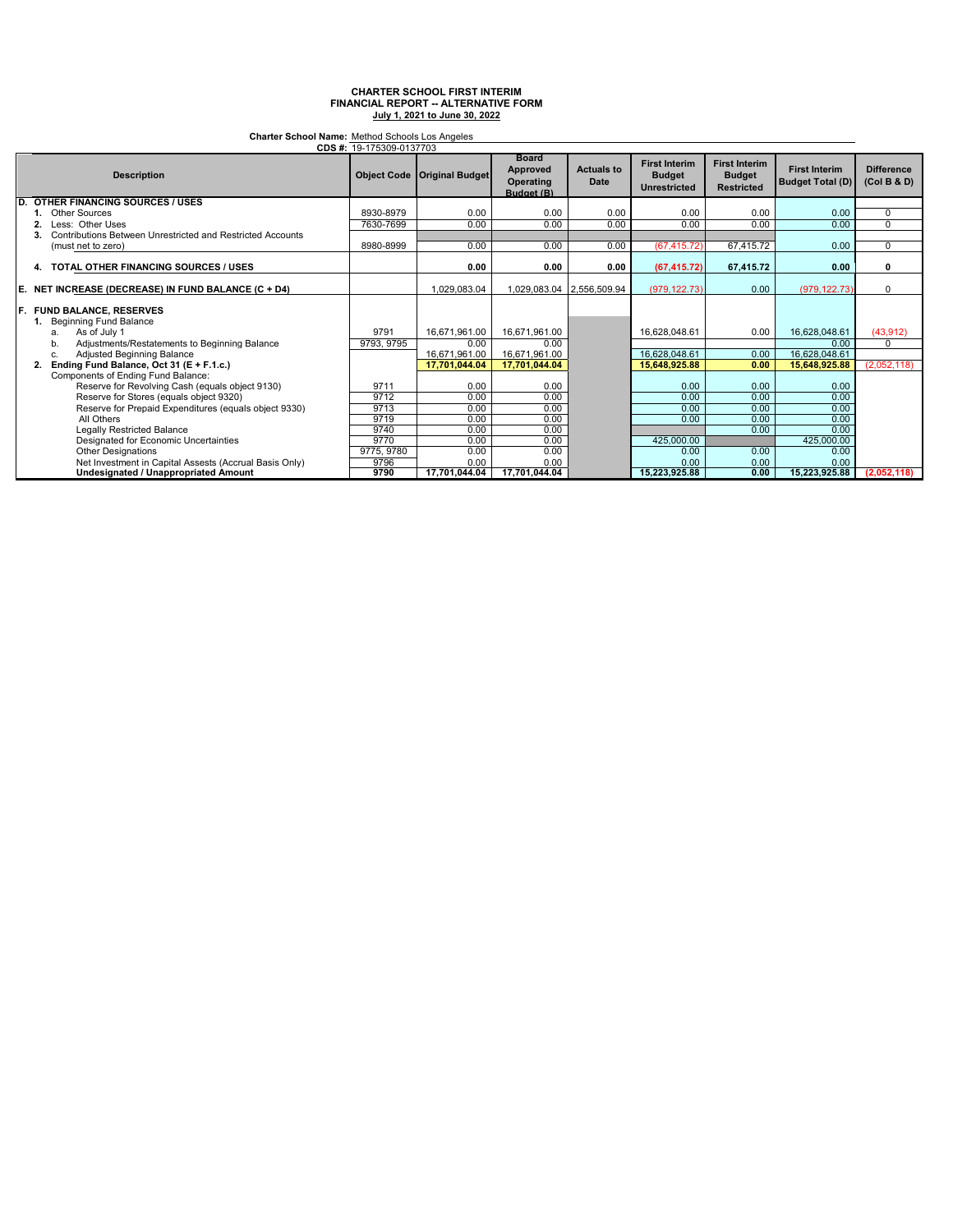**CHARTER SCHOOL FIRST INTERIM**
**FINANCIAL REPORT -- ALTERNATIVE FORM**
**July 1, 2021 to June 30, 2022**

**Charter School Name:** Method Schools Los Angeles
**CDS #:** 19-175309-0137703

| Description | Object Code | Original Budget | Board Approved Operating Budget (B) | Actuals to Date | First Interim Budget Unrestricted | First Interim Budget Restricted | First Interim Budget Total (D) | Difference (Col B & D) |
|---|---|---|---|---|---|---|---|---|
| **D. OTHER FINANCING SOURCES / USES** | | | | | | | | |
| **1.** Other Sources | 8930-8979 | 0.00 | 0.00 | 0.00 | 0.00 | 0.00 | 0.00 | 0 |
| **2.** Less: Other Uses | 7630-7699 | 0.00 | 0.00 | 0.00 | 0.00 | 0.00 | 0.00 | 0 |
| **3.** Contributions Between Unrestricted and Restricted Accounts (must net to zero) | 8980-8999 | 0.00 | 0.00 | 0.00 | (67,415.72) | 67,415.72 | 0.00 | 0 |
| **4. TOTAL OTHER FINANCING SOURCES / USES** | | **0.00** | **0.00** | **0.00** | **(67,415.72)** | **67,415.72** | **0.00** | **0** |
| **E. NET INCREASE (DECREASE) IN FUND BALANCE (C + D4)** | | 1,029,083.04 | 1,029,083.04 | 2,556,509.94 | (979,122.73) | 0.00 | (979,122.73) | 0 |
| **F. FUND BALANCE, RESERVES** | | | | | | | | |
| **1.** Beginning Fund Balance | | | | | | | | |
| a. As of July 1 | 9791 | 16,671,961.00 | 16,671,961.00 | | 16,628,048.61 | 0.00 | 16,628,048.61 | (43,912) |
| b. Adjustments/Restatements to Beginning Balance | 9793, 9795 | 0.00 | 0.00 | | | | 0.00 | 0 |
| c. Adjusted Beginning Balance | | 16,671,961.00 | 16,671,961.00 | | 16,628,048.61 | 0.00 | 16,628,048.61 | |
| **2. Ending Fund Balance, Oct 31 (E + F.1.c.)** | | **17,701,044.04** | **17,701,044.04** | | **15,648,925.88** | **0.00** | **15,648,925.88** | (2,052,118) |
| Components of Ending Fund Balance: | | | | | | | | |
| Reserve for Revolving Cash (equals object 9130) | 9711 | 0.00 | 0.00 | | 0.00 | 0.00 | 0.00 | |
| Reserve for Stores (equals object 9320) | 9712 | 0.00 | 0.00 | | 0.00 | 0.00 | 0.00 | |
| Reserve for Prepaid Expenditures (equals object 9330) | 9713 | 0.00 | 0.00 | | 0.00 | 0.00 | 0.00 | |
| All Others | 9719 | 0.00 | 0.00 | | 0.00 | 0.00 | 0.00 | |
| Legally Restricted Balance | 9740 | 0.00 | 0.00 | | | 0.00 | 0.00 | |
| Designated for Economic Uncertainties | 9770 | 0.00 | 0.00 | | 425,000.00 | | 425,000.00 | |
| Other Designations | 9775, 9780 | 0.00 | 0.00 | | 0.00 | 0.00 | 0.00 | |
| Net Investment in Capital Assests (Accrual Basis Only) | 9796 | 0.00 | 0.00 | | 0.00 | 0.00 | 0.00 | |
| **Undesignated / Unappropriated Amount** | **9790** | **17,701,044.04** | **17,701,044.04** | | **15,223,925.88** | **0.00** | **15,223,925.88** | **(2,052,118)** |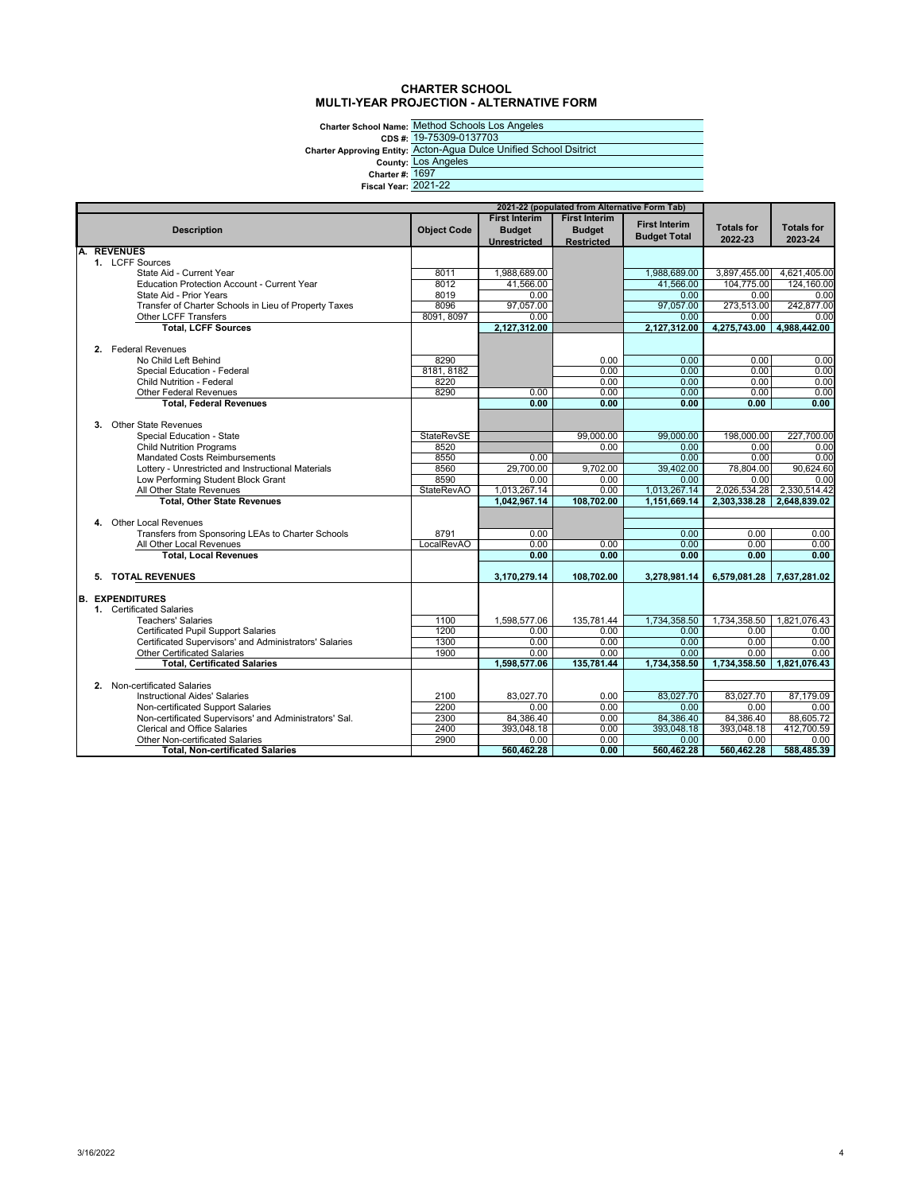# CHARTER SCHOOL
## MULTI-YEAR PROJECTION - ALTERNATIVE FORM

**Charter School Name:** Method Schools Los Angeles
**CDS #:** 19-75309-0137703
**Charter Approving Entity:** Acton-Agua Dulce Unified School Dsitrict
**County:** Los Angeles
**Charter #:** 1697
**Fiscal Year:** 2021-22

| Description | Object Code | 2021-22 (populated from Alternative Form Tab) First Interim Budget Unrestricted | First Interim Budget Restricted | First Interim Budget Total | Totals for 2022-23 | Totals for 2023-24 |
|---|---|---|---|---|---|---|
| **A. REVENUES** | | | | | | |
| 1. LCFF Sources | | | | | | |
| State Aid - Current Year | 8011 | 1,988,689.00 | | 1,988,689.00 | 3,897,455.00 | 4,621,405.00 |
| Education Protection Account - Current Year | 8012 | 41,566.00 | | 41,566.00 | 104,775.00 | 124,160.00 |
| State Aid - Prior Years | 8019 | 0.00 | | 0.00 | 0.00 | 0.00 |
| Transfer of Charter Schools in Lieu of Property Taxes | 8096 | 97,057.00 | | 97,057.00 | 273,513.00 | 242,877.00 |
| Other LCFF Transfers | 8091, 8097 | 0.00 | | 0.00 | 0.00 | 0.00 |
| **Total, LCFF Sources** | | **2,127,312.00** | | **2,127,312.00** | **4,275,743.00** | **4,988,442.00** |
| 2. Federal Revenues | | | | | | |
| No Child Left Behind | 8290 | | 0.00 | 0.00 | 0.00 | 0.00 |
| Special Education - Federal | 8181, 8182 | | 0.00 | 0.00 | 0.00 | 0.00 |
| Child Nutrition - Federal | 8220 | | 0.00 | 0.00 | 0.00 | 0.00 |
| Other Federal Revenues | 8290 | 0.00 | 0.00 | 0.00 | 0.00 | 0.00 |
| **Total, Federal Revenues** | | **0.00** | **0.00** | **0.00** | **0.00** | **0.00** |
| 3. Other State Revenues | | | | | | |
| Special Education - State | StateRevSE | | 99,000.00 | 99,000.00 | 198,000.00 | 227,700.00 |
| Child Nutrition Programs | 8520 | | 0.00 | 0.00 | 0.00 | 0.00 |
| Mandated Costs Reimbursements | 8550 | 0.00 | | 0.00 | 0.00 | 0.00 |
| Lottery - Unrestricted and Instructional Materials | 8560 | 29,700.00 | 9,702.00 | 39,402.00 | 78,804.00 | 90,624.60 |
| Low Performing Student Block Grant | 8590 | 0.00 | 0.00 | 0.00 | 0.00 | 0.00 |
| All Other State Revenues | StateRevAO | 1,013,267.14 | 0.00 | 1,013,267.14 | 2,026,534.28 | 2,330,514.42 |
| **Total, Other State Revenues** | | **1,042,967.14** | **108,702.00** | **1,151,669.14** | **2,303,338.28** | **2,648,839.02** |
| 4. Other Local Revenues | | | | | | |
| Transfers from Sponsoring LEAs to Charter Schools | 8791 | 0.00 | | 0.00 | 0.00 | 0.00 |
| All Other Local Revenues | LocalRevAO | 0.00 | 0.00 | 0.00 | 0.00 | 0.00 |
| **Total, Local Revenues** | | **0.00** | **0.00** | **0.00** | **0.00** | **0.00** |
| **5. TOTAL REVENUES** | | **3,170,279.14** | **108,702.00** | **3,278,981.14** | **6,579,081.28** | **7,637,281.02** |
| **B. EXPENDITURES** | | | | | | |
| 1. Certificated Salaries | | | | | | |
| Teachers' Salaries | 1100 | 1,598,577.06 | 135,781.44 | 1,734,358.50 | 1,734,358.50 | 1,821,076.43 |
| Certificated Pupil Support Salaries | 1200 | 0.00 | 0.00 | 0.00 | 0.00 | 0.00 |
| Certificated Supervisors' and Administrators' Salaries | 1300 | 0.00 | 0.00 | 0.00 | 0.00 | 0.00 |
| Other Certificated Salaries | 1900 | 0.00 | 0.00 | 0.00 | 0.00 | 0.00 |
| **Total, Certificated Salaries** | | **1,598,577.06** | **135,781.44** | **1,734,358.50** | **1,734,358.50** | **1,821,076.43** |
| 2. Non-certificated Salaries | | | | | | |
| Instructional Aides' Salaries | 2100 | 83,027.70 | 0.00 | 83,027.70 | 83,027.70 | 87,179.09 |
| Non-certificated Support Salaries | 2200 | 0.00 | 0.00 | 0.00 | 0.00 | 0.00 |
| Non-certificated Supervisors' and Administrators' Sal. | 2300 | 84,386.40 | 0.00 | 84,386.40 | 84,386.40 | 88,605.72 |
| Clerical and Office Salaries | 2400 | 393,048.18 | 0.00 | 393,048.18 | 393,048.18 | 412,700.59 |
| Other Non-certificated Salaries | 2900 | 0.00 | 0.00 | 0.00 | 0.00 | 0.00 |
| **Total, Non-certificated Salaries** | | **560,462.28** | **0.00** | **560,462.28** | **560,462.28** | **588,485.39** |

3/16/2022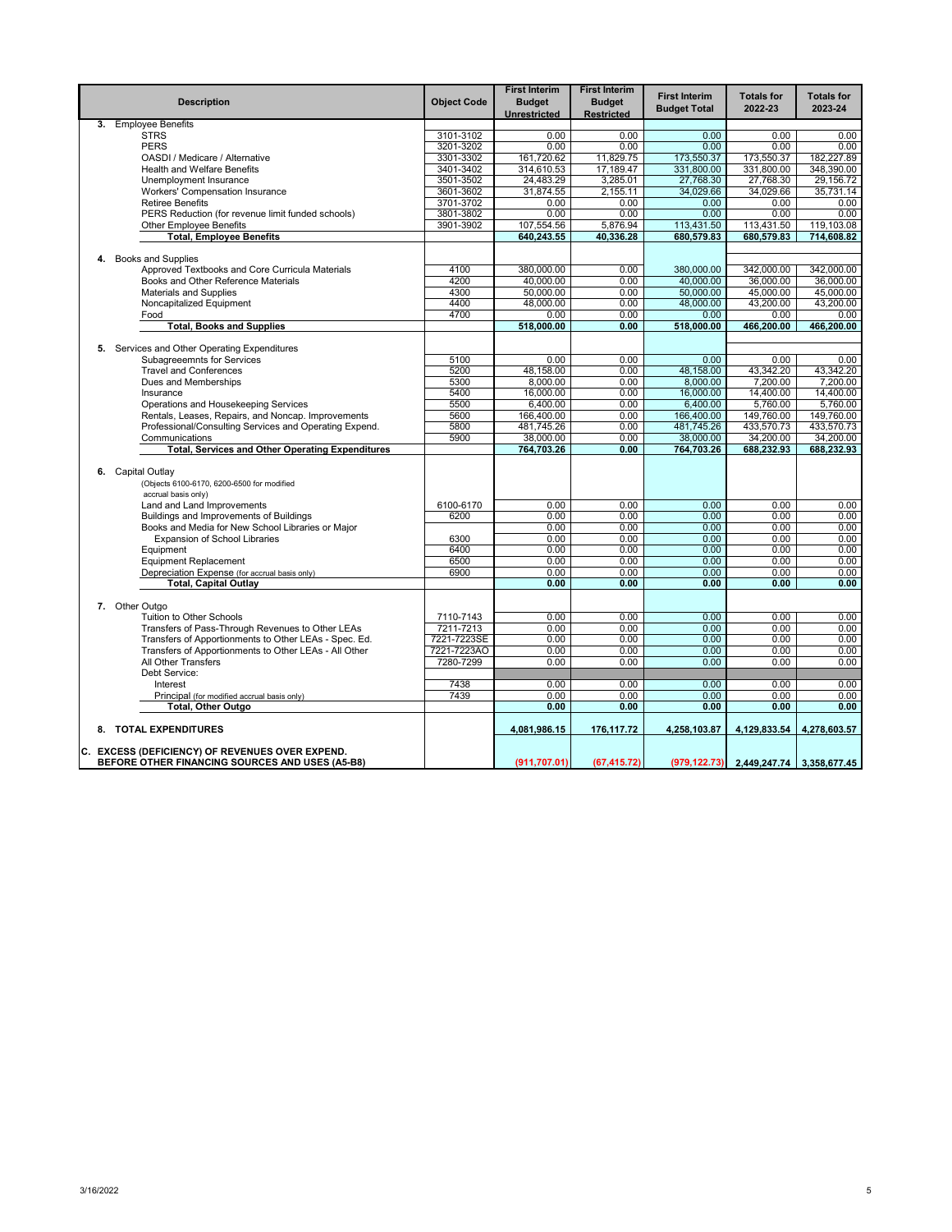| Description | Object Code | First Interim Budget Unrestricted | First Interim Budget Restricted | First Interim Budget Total | Totals for 2022-23 | Totals for 2023-24 |
|---|---|---|---|---|---|---|
| **3.** Employee Benefits | | | | | | |
| STRS | 3101-3102 | 0.00 | 0.00 | 0.00 | 0.00 | 0.00 |
| PERS | 3201-3202 | 0.00 | 0.00 | 0.00 | 0.00 | 0.00 |
| OASDI / Medicare / Alternative | 3301-3302 | 161,720.62 | 11,829.75 | 173,550.37 | 173,550.37 | 182,227.89 |
| Health and Welfare Benefits | 3401-3402 | 314,610.53 | 17,189.47 | 331,800.00 | 331,800.00 | 348,390.00 |
| Unemployment Insurance | 3501-3502 | 24,483.29 | 3,285.01 | 27,768.30 | 27,768.30 | 29,156.72 |
| Workers' Compensation Insurance | 3601-3602 | 31,874.55 | 2,155.11 | 34,029.66 | 34,029.66 | 35,731.14 |
| Retiree Benefits | 3701-3702 | 0.00 | 0.00 | 0.00 | 0.00 | 0.00 |
| PERS Reduction (for revenue limit funded schools) | 3801-3802 | 0.00 | 0.00 | 0.00 | 0.00 | 0.00 |
| Other Employee Benefits | 3901-3902 | 107,554.56 | 5,876.94 | 113,431.50 | 113,431.50 | 119,103.08 |
| **Total, Employee Benefits** | | **640,243.55** | **40,336.28** | **680,579.83** | **680,579.83** | **714,608.82** |
| **4.** Books and Supplies | | | | | | |
| Approved Textbooks and Core Curricula Materials | 4100 | 380,000.00 | 0.00 | 380,000.00 | 342,000.00 | 342,000.00 |
| Books and Other Reference Materials | 4200 | 40,000.00 | 0.00 | 40,000.00 | 36,000.00 | 36,000.00 |
| Materials and Supplies | 4300 | 50,000.00 | 0.00 | 50,000.00 | 45,000.00 | 45,000.00 |
| Noncapitalized Equipment | 4400 | 48,000.00 | 0.00 | 48,000.00 | 43,200.00 | 43,200.00 |
| Food | 4700 | 0.00 | 0.00 | 0.00 | 0.00 | 0.00 |
| **Total, Books and Supplies** | | **518,000.00** | **0.00** | **518,000.00** | **466,200.00** | **466,200.00** |
| **5.** Services and Other Operating Expenditures | | | | | | |
| Subagreeemnts for Services | 5100 | 0.00 | 0.00 | 0.00 | 0.00 | 0.00 |
| Travel and Conferences | 5200 | 48,158.00 | 0.00 | 48,158.00 | 43,342.20 | 43,342.20 |
| Dues and Memberships | 5300 | 8,000.00 | 0.00 | 8,000.00 | 7,200.00 | 7,200.00 |
| Insurance | 5400 | 16,000.00 | 0.00 | 16,000.00 | 14,400.00 | 14,400.00 |
| Operations and Housekeeping Services | 5500 | 6,400.00 | 0.00 | 6,400.00 | 5,760.00 | 5,760.00 |
| Rentals, Leases, Repairs, and Noncap. Improvements | 5600 | 166,400.00 | 0.00 | 166,400.00 | 149,760.00 | 149,760.00 |
| Professional/Consulting Services and Operating Expend. | 5800 | 481,745.26 | 0.00 | 481,745.26 | 433,570.73 | 433,570.73 |
| Communications | 5900 | 38,000.00 | 0.00 | 38,000.00 | 34,200.00 | 34,200.00 |
| **Total, Services and Other Operating Expenditures** | | **764,703.26** | **0.00** | **764,703.26** | **688,232.93** | **688,232.93** |
| **6.** Capital Outlay (Objects 6100-6170, 6200-6500 for modified accrual basis only) | | | | | | |
| Land and Land Improvements | 6100-6170 | 0.00 | 0.00 | 0.00 | 0.00 | 0.00 |
| Buildings and Improvements of Buildings | 6200 | 0.00 | 0.00 | 0.00 | 0.00 | 0.00 |
| Books and Media for New School Libraries or Major | | 0.00 | 0.00 | 0.00 | 0.00 | 0.00 |
| Expansion of School Libraries | 6300 | 0.00 | 0.00 | 0.00 | 0.00 | 0.00 |
| Equipment | 6400 | 0.00 | 0.00 | 0.00 | 0.00 | 0.00 |
| Equipment Replacement | 6500 | 0.00 | 0.00 | 0.00 | 0.00 | 0.00 |
| Depreciation Expense (for accrual basis only) | 6900 | 0.00 | 0.00 | 0.00 | 0.00 | 0.00 |
| **Total, Capital Outlay** | | **0.00** | **0.00** | **0.00** | **0.00** | **0.00** |
| **7.** Other Outgo | | | | | | |
| Tuition to Other Schools | 7110-7143 | 0.00 | 0.00 | 0.00 | 0.00 | 0.00 |
| Transfers of Pass-Through Revenues to Other LEAs | 7211-7213 | 0.00 | 0.00 | 0.00 | 0.00 | 0.00 |
| Transfers of Apportionments to Other LEAs - Spec. Ed. | 7221-7223SE | 0.00 | 0.00 | 0.00 | 0.00 | 0.00 |
| Transfers of Apportionments to Other LEAs - All Other | 7221-7223AO | 0.00 | 0.00 | 0.00 | 0.00 | 0.00 |
| All Other Transfers | 7280-7299 | 0.00 | 0.00 | 0.00 | 0.00 | 0.00 |
| Debt Service: | | | | | | |
| Interest | 7438 | 0.00 | 0.00 | 0.00 | 0.00 | 0.00 |
| Principal (for modified accrual basis only) | 7439 | 0.00 | 0.00 | 0.00 | 0.00 | 0.00 |
| **Total, Other Outgo** | | **0.00** | **0.00** | **0.00** | **0.00** | **0.00** |
| **8. TOTAL EXPENDITURES** | | **4,081,986.15** | **176,117.72** | **4,258,103.87** | **4,129,833.54** | **4,278,603.57** |
| **C. EXCESS (DEFICIENCY) OF REVENUES OVER EXPEND. BEFORE OTHER FINANCING SOURCES AND USES (A5-B8)** | | **(911,707.01)** | **(67,415.72)** | **(979,122.73)** | **2,449,247.74** | **3,358,677.45** |

3/16/2022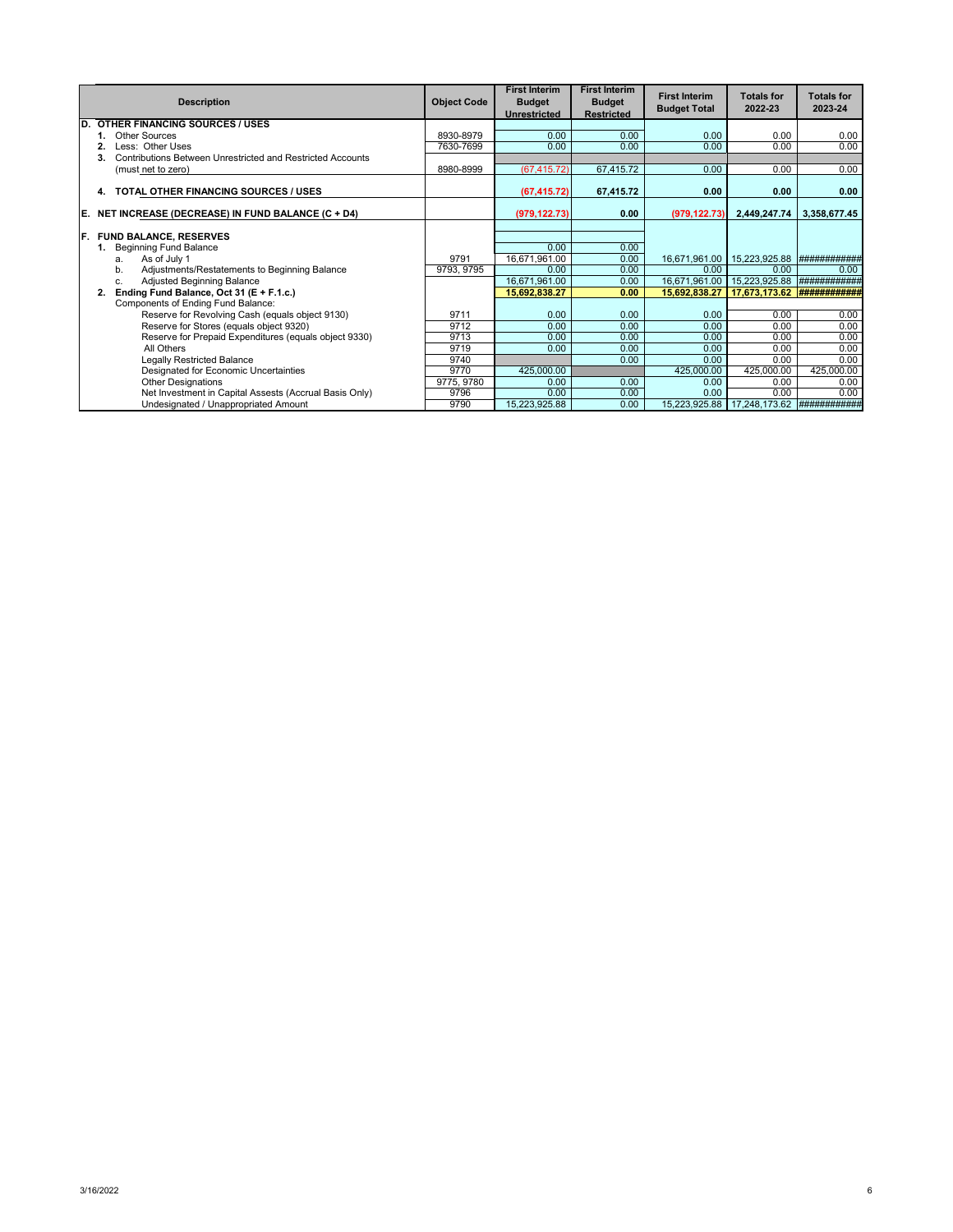| Description | Object Code | First Interim Budget Unrestricted | First Interim Budget Restricted | First Interim Budget Total | Totals for 2022-23 | Totals for 2023-24 |
|---|---|---|---|---|---|---|
| **D. OTHER FINANCING SOURCES / USES** | | | | | | |
| **1.** Other Sources | 8930-8979 | 0.00 | 0.00 | 0.00 | 0.00 | 0.00 |
| **2.** Less: Other Uses | 7630-7699 | 0.00 | 0.00 | 0.00 | 0.00 | 0.00 |
| **3.** Contributions Between Unrestricted and Restricted Accounts | | | | | | |
| (must net to zero) | 8980-8999 | (67,415.72) | 67,415.72 | 0.00 | 0.00 | 0.00 |
| **4. TOTAL OTHER FINANCING SOURCES / USES** | | **(67,415.72)** | **67,415.72** | **0.00** | **0.00** | **0.00** |
| **E. NET INCREASE (DECREASE) IN FUND BALANCE (C + D4)** | | **(979,122.73)** | **0.00** | **(979,122.73)** | **2,449,247.74** | **3,358,677.45** |
| **F. FUND BALANCE, RESERVES** | | | | | | |
| **1.** Beginning Fund Balance | | 0.00 | 0.00 | | | |
| a. As of July 1 | 9791 | 16,671,961.00 | 0.00 | 16,671,961.00 | 15,223,925.88 | ############ |
| b. Adjustments/Restatements to Beginning Balance | 9793, 9795 | 0.00 | 0.00 | 0.00 | 0.00 | 0.00 |
| c. Adjusted Beginning Balance | | 16,671,961.00 | 0.00 | 16,671,961.00 | 15,223,925.88 | ############ |
| **2. Ending Fund Balance, Oct 31 (E + F.1.c.)** | | **15,692,838.27** | **0.00** | **15,692,838.27** | **17,673,173.62** | **############** |
| Components of Ending Fund Balance: | | | | | | |
| Reserve for Revolving Cash (equals object 9130) | 9711 | 0.00 | 0.00 | 0.00 | 0.00 | 0.00 |
| Reserve for Stores (equals object 9320) | 9712 | 0.00 | 0.00 | 0.00 | 0.00 | 0.00 |
| Reserve for Prepaid Expenditures (equals object 9330) | 9713 | 0.00 | 0.00 | 0.00 | 0.00 | 0.00 |
| All Others | 9719 | 0.00 | 0.00 | 0.00 | 0.00 | 0.00 |
| Legally Restricted Balance | 9740 | | 0.00 | 0.00 | 0.00 | 0.00 |
| Designated for Economic Uncertainties | 9770 | 425,000.00 | | 425,000.00 | 425,000.00 | 425,000.00 |
| Other Designations | 9775, 9780 | 0.00 | 0.00 | 0.00 | 0.00 | 0.00 |
| Net Investment in Capital Assests (Accrual Basis Only) | 9796 | 0.00 | 0.00 | 0.00 | 0.00 | 0.00 |
| Undesignated / Unappropriated Amount | 9790 | 15,223,925.88 | 0.00 | 15,223,925.88 | 17,248,173.62 | ############ |

3/16/2022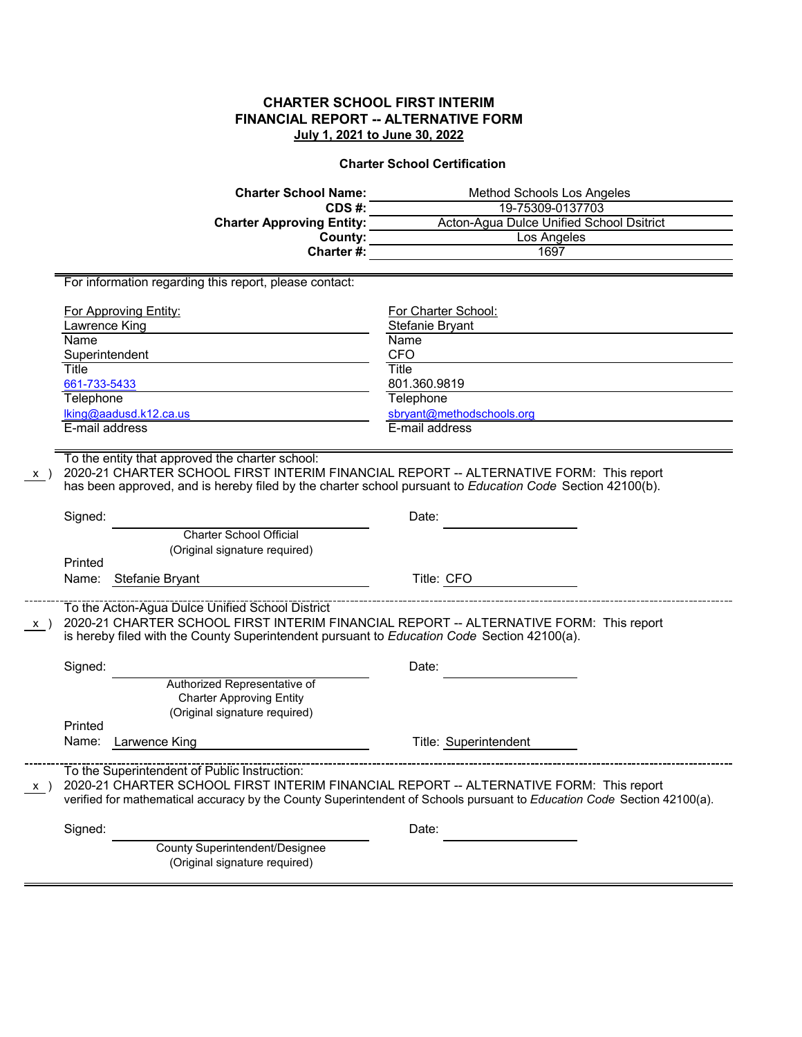# CHARTER SCHOOL FIRST INTERIM
# FINANCIAL REPORT -- ALTERNATIVE FORM
**July 1, 2021 to June 30, 2022**

### Charter School Certification

| | |
|---|---|
| **Charter School Name:** | Method Schools Los Angeles |
| **CDS #:** | 19-75309-0137703 |
| **Charter Approving Entity:** | Acton-Agua Dulce Unified School Dsitrict |
| **County:** | Los Angeles |
| **Charter #:** | 1697 |

For information regarding this report, please contact:

| For Approving Entity: | For Charter School: |
|---|---|
| Lawrence King | Stefanie Bryant |
| Name | Name |
| Superintendent | CFO |
| Title | Title |
| 661-733-5433 | 801.360.9819 |
| Telephone | Telephone |
| lking@aadusd.k12.ca.us | sbryant@methodschools.org |
| E-mail address | E-mail address |

To the entity that approved the charter school:

x ) 2020-21 CHARTER SCHOOL FIRST INTERIM FINANCIAL REPORT -- ALTERNATIVE FORM: This report has been approved, and is hereby filed by the charter school pursuant to *Education Code* Section 42100(b).

Signed: ______________________ Date: ______________
Charter School Official
(Original signature required)

Printed Name: Stefanie Bryant Title: CFO

---

To the Acton-Agua Dulce Unified School District

x ) 2020-21 CHARTER SCHOOL FIRST INTERIM FINANCIAL REPORT -- ALTERNATIVE FORM: This report is hereby filed with the County Superintendent pursuant to *Education Code* Section 42100(a).

Signed: ______________________ Date: ______________
Authorized Representative of
Charter Approving Entity
(Original signature required)

Printed Name: Larwence King Title: Superintendent

---

To the Superintendent of Public Instruction:

x ) 2020-21 CHARTER SCHOOL FIRST INTERIM FINANCIAL REPORT -- ALTERNATIVE FORM: This report verified for mathematical accuracy by the County Superintendent of Schools pursuant to *Education Code* Section 42100(a).

Signed: ______________________ Date: ______________
County Superintendent/Designee
(Original signature required)